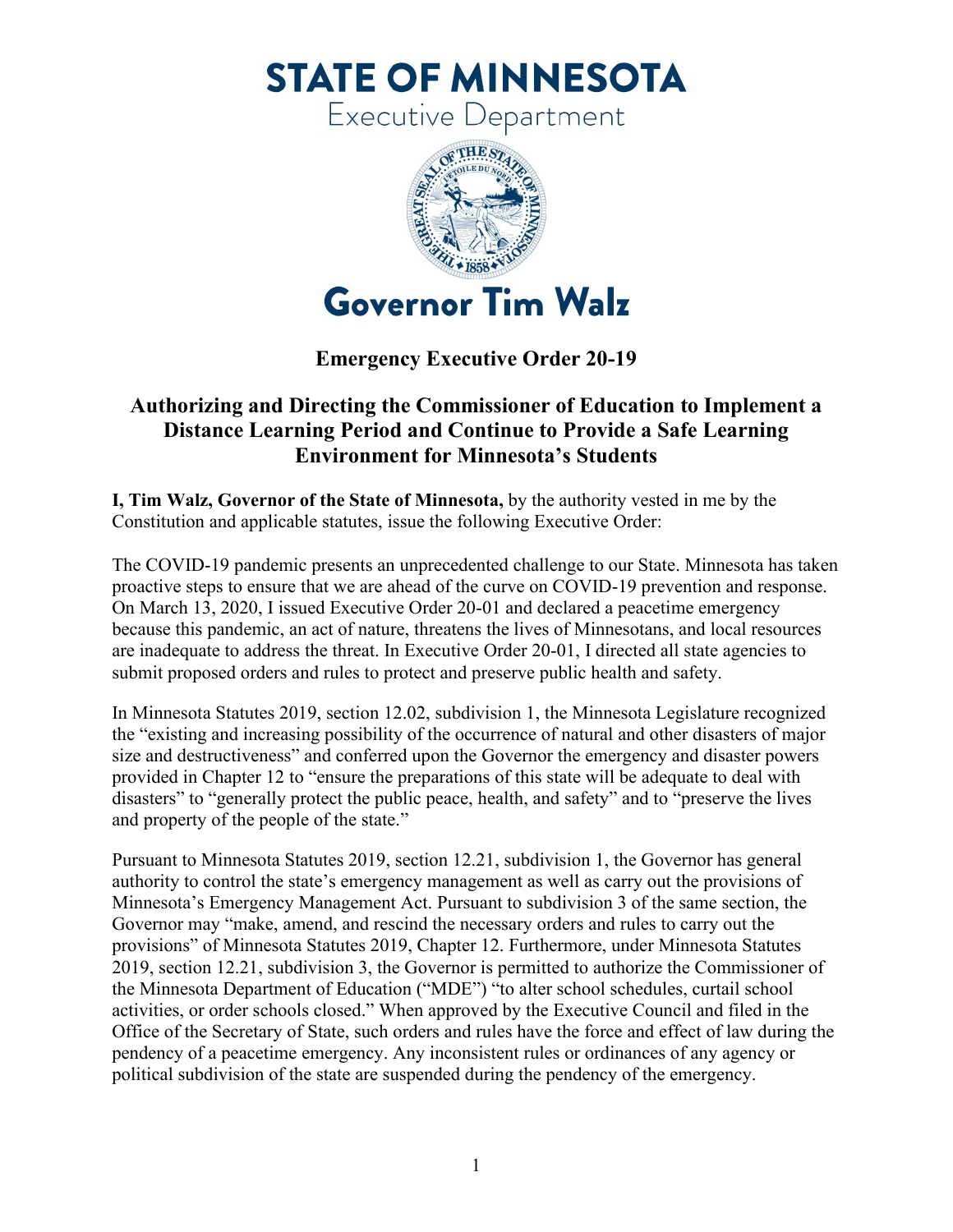# STATE OF MINNESOTA

Executive Department

# Governor Tim Walz

## Emergency Executive Order 20-19

## Authorizing and Directing the Commissioner of Education to Implement a Distance Learning Period and Continue to Provide a Safe Learning Environment for Minnesota's Students

**I, Tim Walz, Governor of the State of Minnesota,** by the authority vested in me by the Constitution and applicable statutes, issue the following Executive Order:

The COVID-19 pandemic presents an unprecedented challenge to our State. Minnesota has taken proactive steps to ensure that we are ahead of the curve on COVID-19 prevention and response. On March 13, 2020, I issued Executive Order 20-01 and declared a peacetime emergency because this pandemic, an act of nature, threatens the lives of Minnesotans, and local resources are inadequate to address the threat. In Executive Order 20-01, I directed all state agencies to submit proposed orders and rules to protect and preserve public health and safety.

In Minnesota Statutes 2019, section 12.02, subdivision 1, the Minnesota Legislature recognized the "existing and increasing possibility of the occurrence of natural and other disasters of major size and destructiveness" and conferred upon the Governor the emergency and disaster powers provided in Chapter 12 to "ensure the preparations of this state will be adequate to deal with disasters" to "generally protect the public peace, health, and safety" and to "preserve the lives and property of the people of the state."

Pursuant to Minnesota Statutes 2019, section 12.21, subdivision 1, the Governor has general authority to control the state's emergency management as well as carry out the provisions of Minnesota's Emergency Management Act. Pursuant to subdivision 3 of the same section, the Governor may "make, amend, and rescind the necessary orders and rules to carry out the provisions" of Minnesota Statutes 2019, Chapter 12. Furthermore, under Minnesota Statutes 2019, section 12.21, subdivision 3, the Governor is permitted to authorize the Commissioner of the Minnesota Department of Education ("MDE") "to alter school schedules, curtail school activities, or order schools closed." When approved by the Executive Council and filed in the Office of the Secretary of State, such orders and rules have the force and effect of law during the pendency of a peacetime emergency. Any inconsistent rules or ordinances of any agency or political subdivision of the state are suspended during the pendency of the emergency.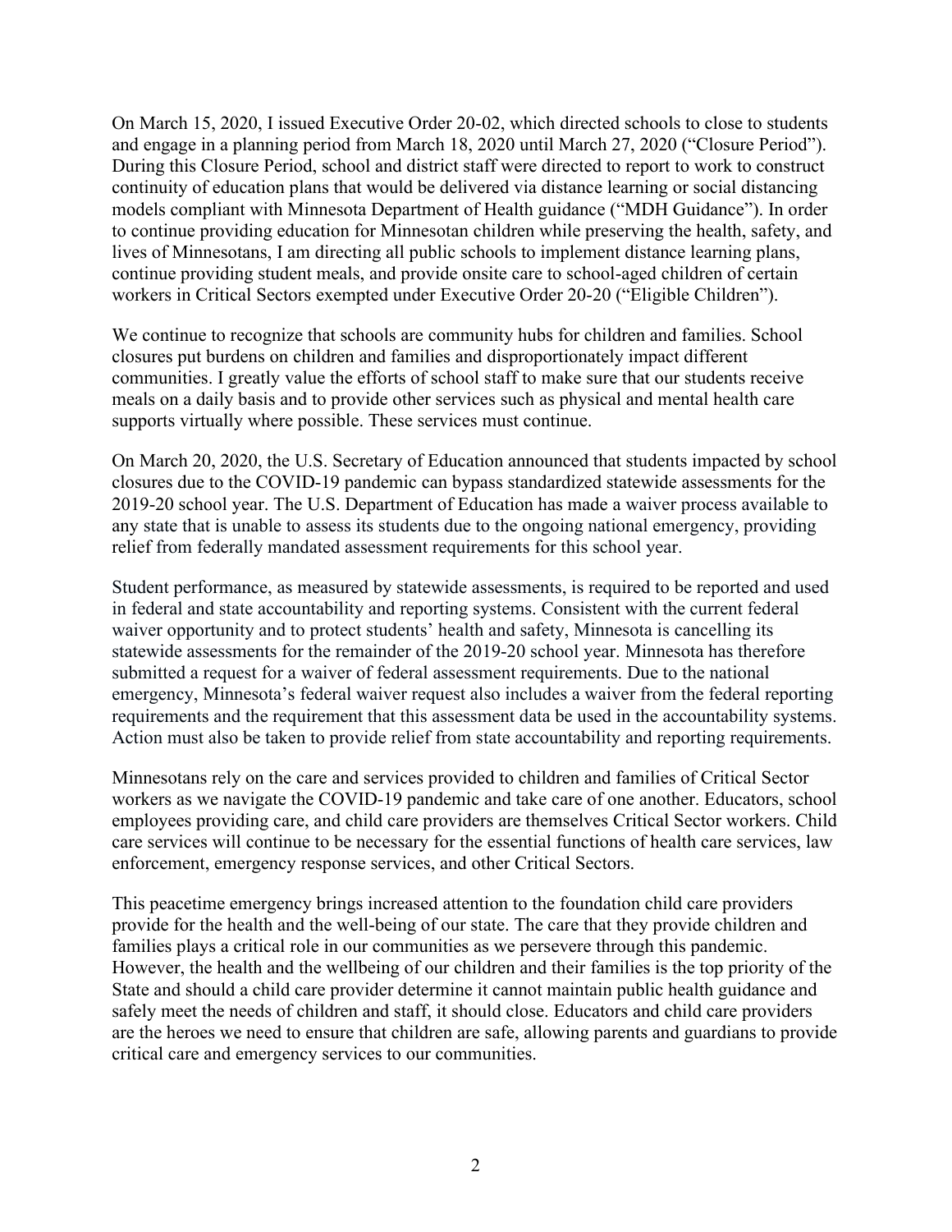On March 15, 2020, I issued Executive Order 20-02, which directed schools to close to students and engage in a planning period from March 18, 2020 until March 27, 2020 ("Closure Period"). During this Closure Period, school and district staff were directed to report to work to construct continuity of education plans that would be delivered via distance learning or social distancing models compliant with Minnesota Department of Health guidance ("MDH Guidance"). In order to continue providing education for Minnesotan children while preserving the health, safety, and lives of Minnesotans, I am directing all public schools to implement distance learning plans, continue providing student meals, and provide onsite care to school-aged children of certain workers in Critical Sectors exempted under Executive Order 20-20 ("Eligible Children").

We continue to recognize that schools are community hubs for children and families. School closures put burdens on children and families and disproportionately impact different communities. I greatly value the efforts of school staff to make sure that our students receive meals on a daily basis and to provide other services such as physical and mental health care supports virtually where possible. These services must continue.

On March 20, 2020, the U.S. Secretary of Education announced that students impacted by school closures due to the COVID-19 pandemic can bypass standardized statewide assessments for the 2019-20 school year. The U.S. Department of Education has made a waiver process available to any state that is unable to assess its students due to the ongoing national emergency, providing relief from federally mandated assessment requirements for this school year.

Student performance, as measured by statewide assessments, is required to be reported and used in federal and state accountability and reporting systems. Consistent with the current federal waiver opportunity and to protect students' health and safety, Minnesota is cancelling its statewide assessments for the remainder of the 2019-20 school year. Minnesota has therefore submitted a request for a waiver of federal assessment requirements. Due to the national emergency, Minnesota's federal waiver request also includes a waiver from the federal reporting requirements and the requirement that this assessment data be used in the accountability systems. Action must also be taken to provide relief from state accountability and reporting requirements.

Minnesotans rely on the care and services provided to children and families of Critical Sector workers as we navigate the COVID-19 pandemic and take care of one another. Educators, school employees providing care, and child care providers are themselves Critical Sector workers. Child care services will continue to be necessary for the essential functions of health care services, law enforcement, emergency response services, and other Critical Sectors.

This peacetime emergency brings increased attention to the foundation child care providers provide for the health and the well-being of our state. The care that they provide children and families plays a critical role in our communities as we persevere through this pandemic. However, the health and the wellbeing of our children and their families is the top priority of the State and should a child care provider determine it cannot maintain public health guidance and safely meet the needs of children and staff, it should close. Educators and child care providers are the heroes we need to ensure that children are safe, allowing parents and guardians to provide critical care and emergency services to our communities.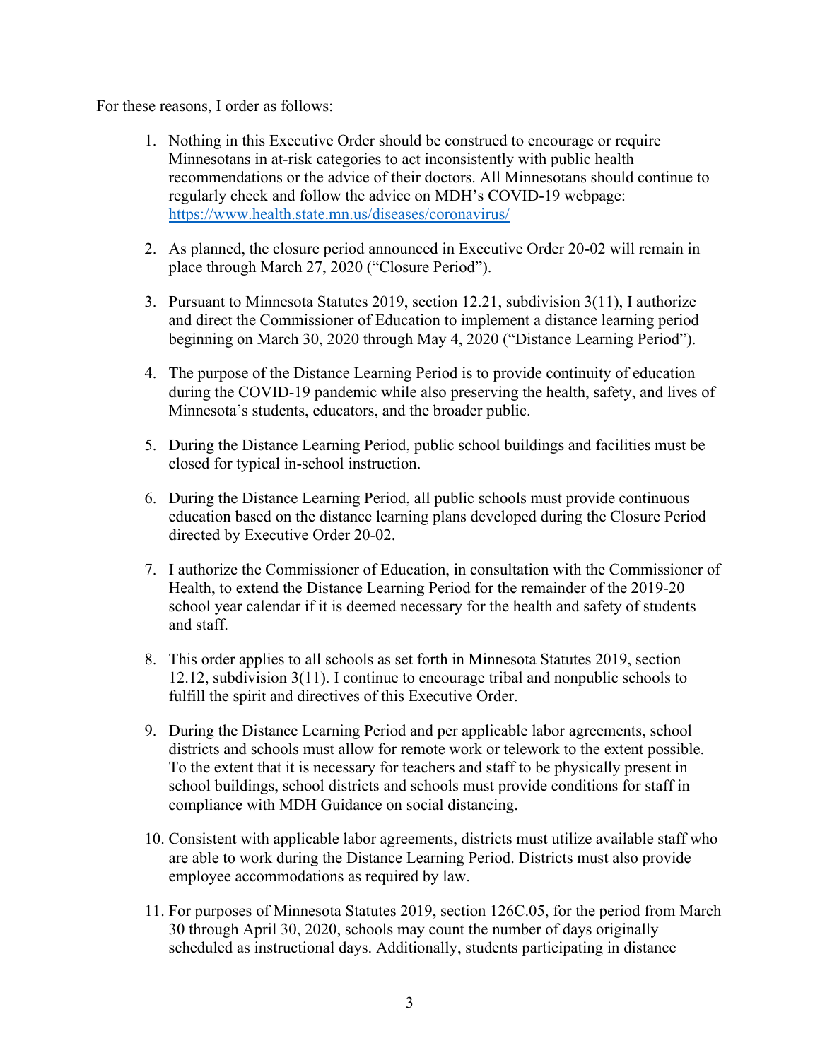For these reasons, I order as follows:

1. Nothing in this Executive Order should be construed to encourage or require Minnesotans in at-risk categories to act inconsistently with public health recommendations or the advice of their doctors. All Minnesotans should continue to regularly check and follow the advice on MDH's COVID-19 webpage: https://www.health.state.mn.us/diseases/coronavirus/

2. As planned, the closure period announced in Executive Order 20-02 will remain in place through March 27, 2020 ("Closure Period").

3. Pursuant to Minnesota Statutes 2019, section 12.21, subdivision 3(11), I authorize and direct the Commissioner of Education to implement a distance learning period beginning on March 30, 2020 through May 4, 2020 ("Distance Learning Period").

4. The purpose of the Distance Learning Period is to provide continuity of education during the COVID-19 pandemic while also preserving the health, safety, and lives of Minnesota's students, educators, and the broader public.

5. During the Distance Learning Period, public school buildings and facilities must be closed for typical in-school instruction.

6. During the Distance Learning Period, all public schools must provide continuous education based on the distance learning plans developed during the Closure Period directed by Executive Order 20-02.

7. I authorize the Commissioner of Education, in consultation with the Commissioner of Health, to extend the Distance Learning Period for the remainder of the 2019-20 school year calendar if it is deemed necessary for the health and safety of students and staff.

8. This order applies to all schools as set forth in Minnesota Statutes 2019, section 12.12, subdivision 3(11). I continue to encourage tribal and nonpublic schools to fulfill the spirit and directives of this Executive Order.

9. During the Distance Learning Period and per applicable labor agreements, school districts and schools must allow for remote work or telework to the extent possible. To the extent that it is necessary for teachers and staff to be physically present in school buildings, school districts and schools must provide conditions for staff in compliance with MDH Guidance on social distancing.

10. Consistent with applicable labor agreements, districts must utilize available staff who are able to work during the Distance Learning Period. Districts must also provide employee accommodations as required by law.

11. For purposes of Minnesota Statutes 2019, section 126C.05, for the period from March 30 through April 30, 2020, schools may count the number of days originally scheduled as instructional days. Additionally, students participating in distance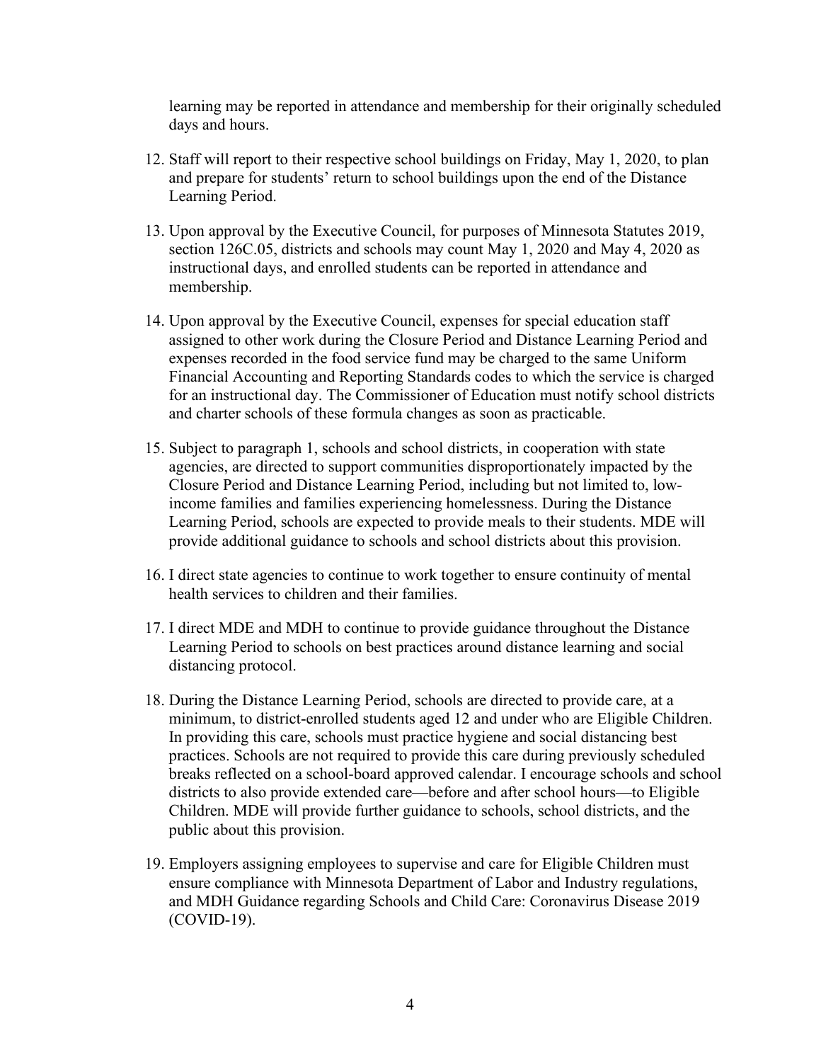learning may be reported in attendance and membership for their originally scheduled days and hours.

12. Staff will report to their respective school buildings on Friday, May 1, 2020, to plan and prepare for students' return to school buildings upon the end of the Distance Learning Period.

13. Upon approval by the Executive Council, for purposes of Minnesota Statutes 2019, section 126C.05, districts and schools may count May 1, 2020 and May 4, 2020 as instructional days, and enrolled students can be reported in attendance and membership.

14. Upon approval by the Executive Council, expenses for special education staff assigned to other work during the Closure Period and Distance Learning Period and expenses recorded in the food service fund may be charged to the same Uniform Financial Accounting and Reporting Standards codes to which the service is charged for an instructional day. The Commissioner of Education must notify school districts and charter schools of these formula changes as soon as practicable.

15. Subject to paragraph 1, schools and school districts, in cooperation with state agencies, are directed to support communities disproportionately impacted by the Closure Period and Distance Learning Period, including but not limited to, low-income families and families experiencing homelessness. During the Distance Learning Period, schools are expected to provide meals to their students. MDE will provide additional guidance to schools and school districts about this provision.

16. I direct state agencies to continue to work together to ensure continuity of mental health services to children and their families.

17. I direct MDE and MDH to continue to provide guidance throughout the Distance Learning Period to schools on best practices around distance learning and social distancing protocol.

18. During the Distance Learning Period, schools are directed to provide care, at a minimum, to district-enrolled students aged 12 and under who are Eligible Children. In providing this care, schools must practice hygiene and social distancing best practices. Schools are not required to provide this care during previously scheduled breaks reflected on a school-board approved calendar. I encourage schools and school districts to also provide extended care—before and after school hours—to Eligible Children. MDE will provide further guidance to schools, school districts, and the public about this provision.

19. Employers assigning employees to supervise and care for Eligible Children must ensure compliance with Minnesota Department of Labor and Industry regulations, and MDH Guidance regarding Schools and Child Care: Coronavirus Disease 2019 (COVID-19).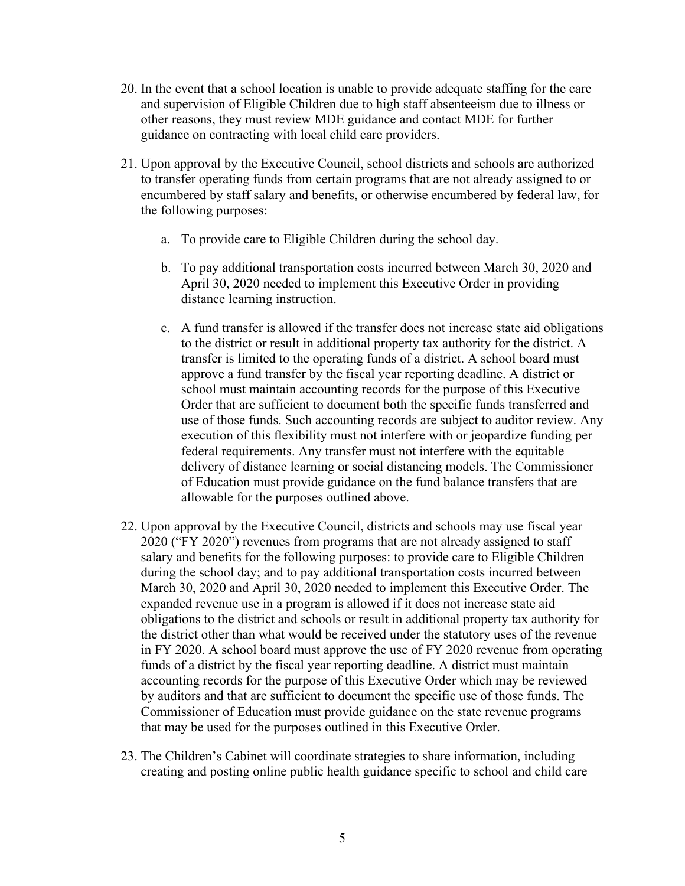20. In the event that a school location is unable to provide adequate staffing for the care and supervision of Eligible Children due to high staff absenteeism due to illness or other reasons, they must review MDE guidance and contact MDE for further guidance on contracting with local child care providers.

21. Upon approval by the Executive Council, school districts and schools are authorized to transfer operating funds from certain programs that are not already assigned to or encumbered by staff salary and benefits, or otherwise encumbered by federal law, for the following purposes:

    a. To provide care to Eligible Children during the school day.

    b. To pay additional transportation costs incurred between March 30, 2020 and April 30, 2020 needed to implement this Executive Order in providing distance learning instruction.

    c. A fund transfer is allowed if the transfer does not increase state aid obligations to the district or result in additional property tax authority for the district. A transfer is limited to the operating funds of a district. A school board must approve a fund transfer by the fiscal year reporting deadline. A district or school must maintain accounting records for the purpose of this Executive Order that are sufficient to document both the specific funds transferred and use of those funds. Such accounting records are subject to auditor review. Any execution of this flexibility must not interfere with or jeopardize funding per federal requirements. Any transfer must not interfere with the equitable delivery of distance learning or social distancing models. The Commissioner of Education must provide guidance on the fund balance transfers that are allowable for the purposes outlined above.

22. Upon approval by the Executive Council, districts and schools may use fiscal year 2020 ("FY 2020") revenues from programs that are not already assigned to staff salary and benefits for the following purposes: to provide care to Eligible Children during the school day; and to pay additional transportation costs incurred between March 30, 2020 and April 30, 2020 needed to implement this Executive Order. The expanded revenue use in a program is allowed if it does not increase state aid obligations to the district and schools or result in additional property tax authority for the district other than what would be received under the statutory uses of the revenue in FY 2020. A school board must approve the use of FY 2020 revenue from operating funds of a district by the fiscal year reporting deadline. A district must maintain accounting records for the purpose of this Executive Order which may be reviewed by auditors and that are sufficient to document the specific use of those funds. The Commissioner of Education must provide guidance on the state revenue programs that may be used for the purposes outlined in this Executive Order.

23. The Children's Cabinet will coordinate strategies to share information, including creating and posting online public health guidance specific to school and child care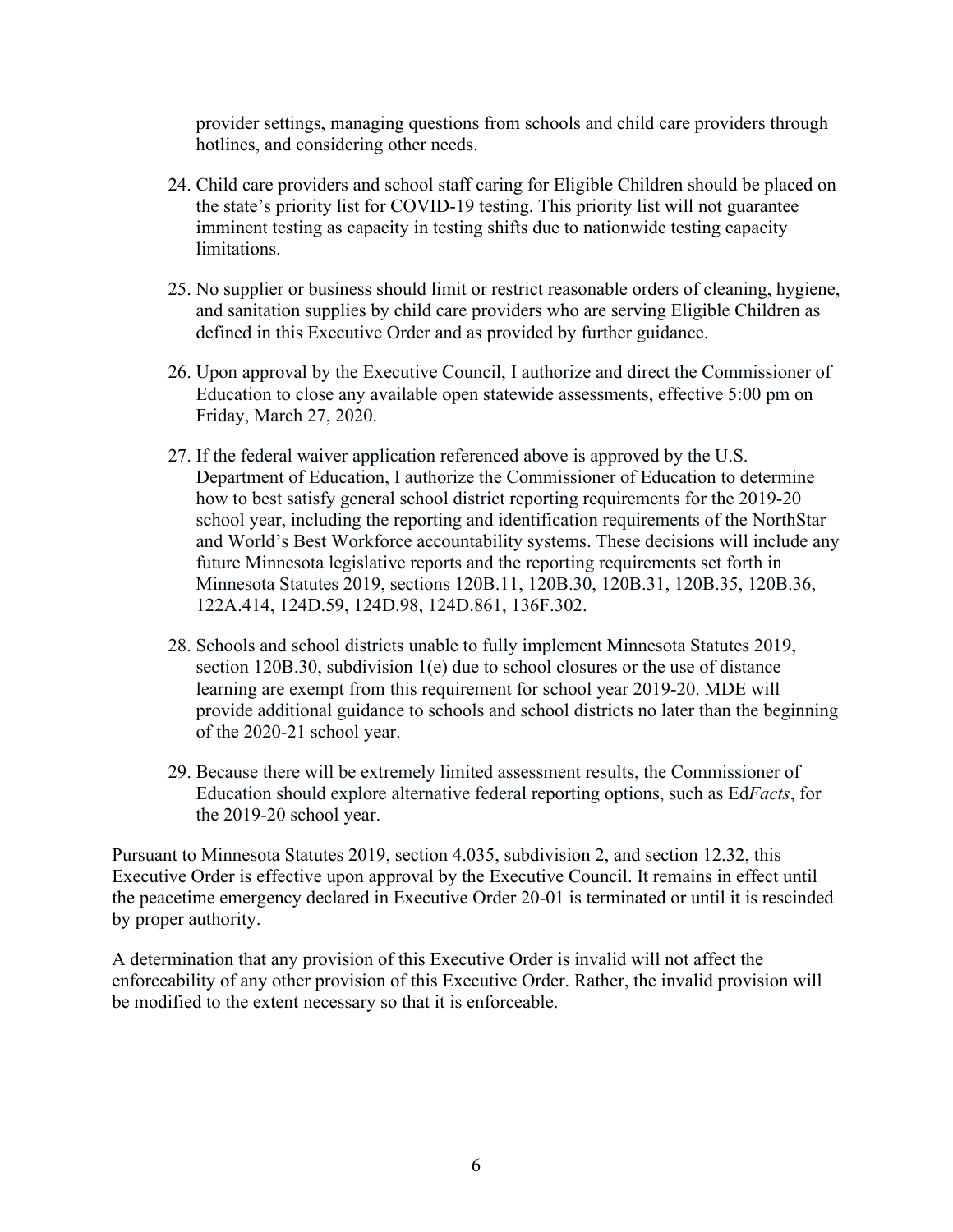provider settings, managing questions from schools and child care providers through hotlines, and considering other needs.

24. Child care providers and school staff caring for Eligible Children should be placed on the state's priority list for COVID-19 testing. This priority list will not guarantee imminent testing as capacity in testing shifts due to nationwide testing capacity limitations.

25. No supplier or business should limit or restrict reasonable orders of cleaning, hygiene, and sanitation supplies by child care providers who are serving Eligible Children as defined in this Executive Order and as provided by further guidance.

26. Upon approval by the Executive Council, I authorize and direct the Commissioner of Education to close any available open statewide assessments, effective 5:00 pm on Friday, March 27, 2020.

27. If the federal waiver application referenced above is approved by the U.S. Department of Education, I authorize the Commissioner of Education to determine how to best satisfy general school district reporting requirements for the 2019-20 school year, including the reporting and identification requirements of the NorthStar and World's Best Workforce accountability systems. These decisions will include any future Minnesota legislative reports and the reporting requirements set forth in Minnesota Statutes 2019, sections 120B.11, 120B.30, 120B.31, 120B.35, 120B.36, 122A.414, 124D.59, 124D.98, 124D.861, 136F.302.

28. Schools and school districts unable to fully implement Minnesota Statutes 2019, section 120B.30, subdivision 1(e) due to school closures or the use of distance learning are exempt from this requirement for school year 2019-20. MDE will provide additional guidance to schools and school districts no later than the beginning of the 2020-21 school year.

29. Because there will be extremely limited assessment results, the Commissioner of Education should explore alternative federal reporting options, such as Ed*Facts*, for the 2019-20 school year.

Pursuant to Minnesota Statutes 2019, section 4.035, subdivision 2, and section 12.32, this Executive Order is effective upon approval by the Executive Council. It remains in effect until the peacetime emergency declared in Executive Order 20-01 is terminated or until it is rescinded by proper authority.

A determination that any provision of this Executive Order is invalid will not affect the enforceability of any other provision of this Executive Order. Rather, the invalid provision will be modified to the extent necessary so that it is enforceable.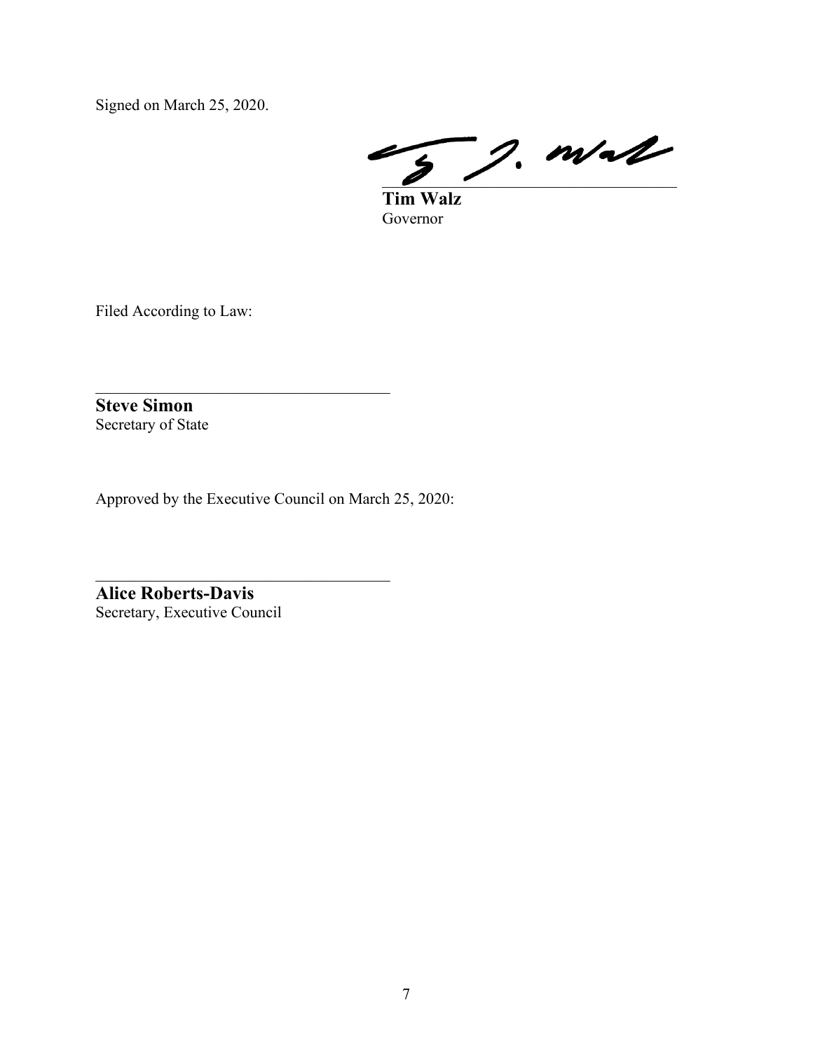Signed on March 25, 2020.

**Tim Walz**
Governor

Filed According to Law:

**Steve Simon**
Secretary of State

Approved by the Executive Council on March 25, 2020:

**Alice Roberts-Davis**
Secretary, Executive Council